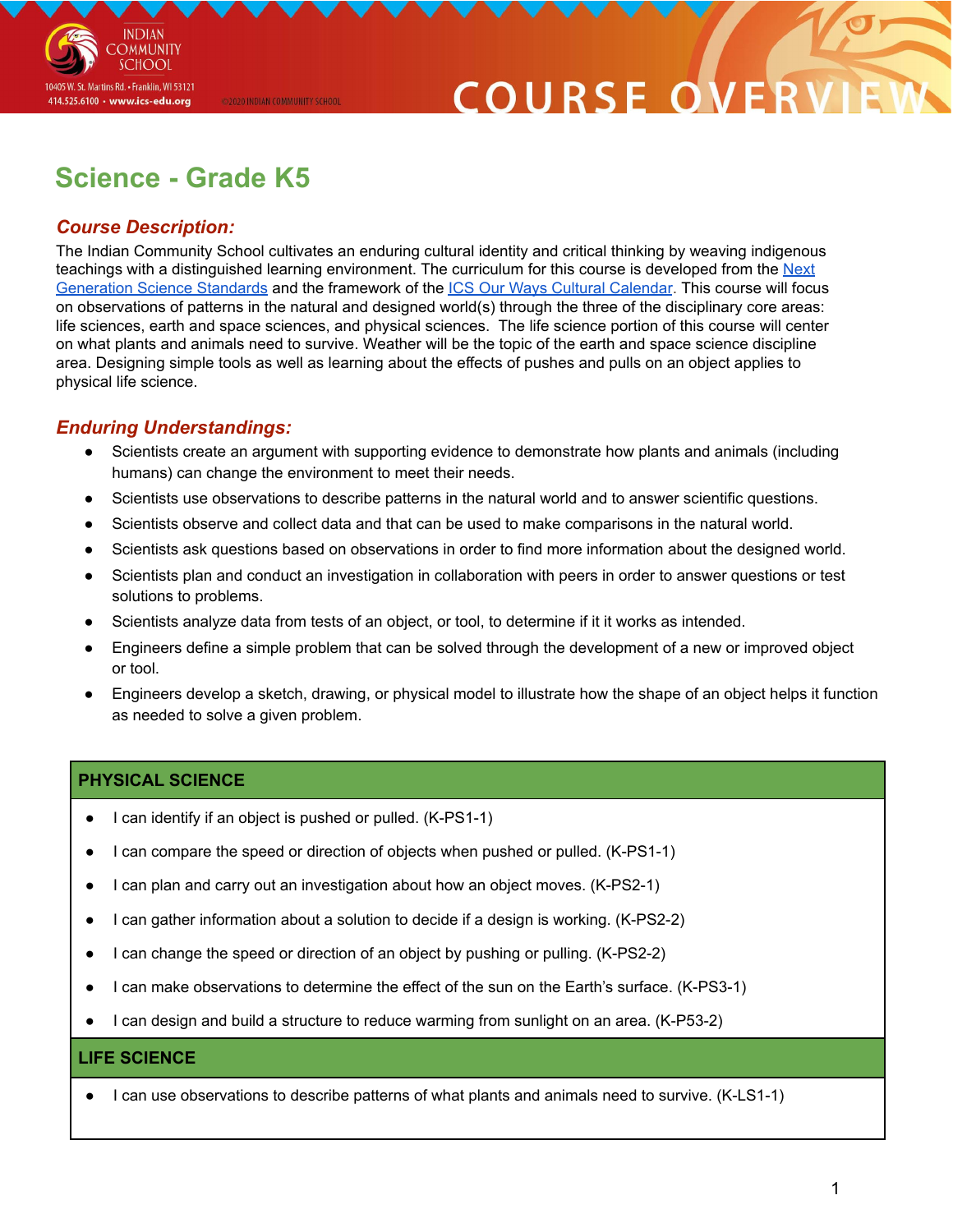# Science - Grade K5

### *Course Description:*

The Indian Community School cultivates an enduring cultural identity and critical thinking by weaving indigenous teachings with a distinguished learning environment. The curriculum for this course is developed from the Next Generation Science Standards and the framework of the ICS Our Ways Cultural Calendar. This course will focus on observations of patterns in the natural and designed world(s) through the three of the disciplinary core areas: life sciences, earth and space sciences, and physical sciences. The life science portion of this course will center on what plants and animals need to survive. Weather will be the topic of the earth and space science discipline area. Designing simple tools as well as learning about the effects of pushes and pulls on an object applies to physical life science.

### *Enduring Understandings:*

- Scientists create an argument with supporting evidence to demonstrate how plants and animals (including humans) can change the environment to meet their needs.
- Scientists use observations to describe patterns in the natural world and to answer scientific questions.
- Scientists observe and collect data and that can be used to make comparisons in the natural world.
- Scientists ask questions based on observations in order to find more information about the designed world.
- Scientists plan and conduct an investigation in collaboration with peers in order to answer questions or test solutions to problems.
- Scientists analyze data from tests of an object, or tool, to determine if it it works as intended.
- Engineers define a simple problem that can be solved through the development of a new or improved object or tool.
- Engineers develop a sketch, drawing, or physical model to illustrate how the shape of an object helps it function as needed to solve a given problem.

| PHYSICAL SCIENCE |
| --- |
| • I can identify if an object is pushed or pulled. (K-PS1-1) |
| • I can compare the speed or direction of objects when pushed or pulled. (K-PS1-1) |
| • I can plan and carry out an investigation about how an object moves. (K-PS2-1) |
| • I can gather information about a solution to decide if a design is working. (K-PS2-2) |
| • I can change the speed or direction of an object by pushing or pulling. (K-PS2-2) |
| • I can make observations to determine the effect of the sun on the Earth's surface. (K-PS3-1) |
| • I can design and build a structure to reduce warming from sunlight on an area. (K-P53-2) |
| **LIFE SCIENCE** |
| • I can use observations to describe patterns of what plants and animals need to survive. (K-LS1-1) |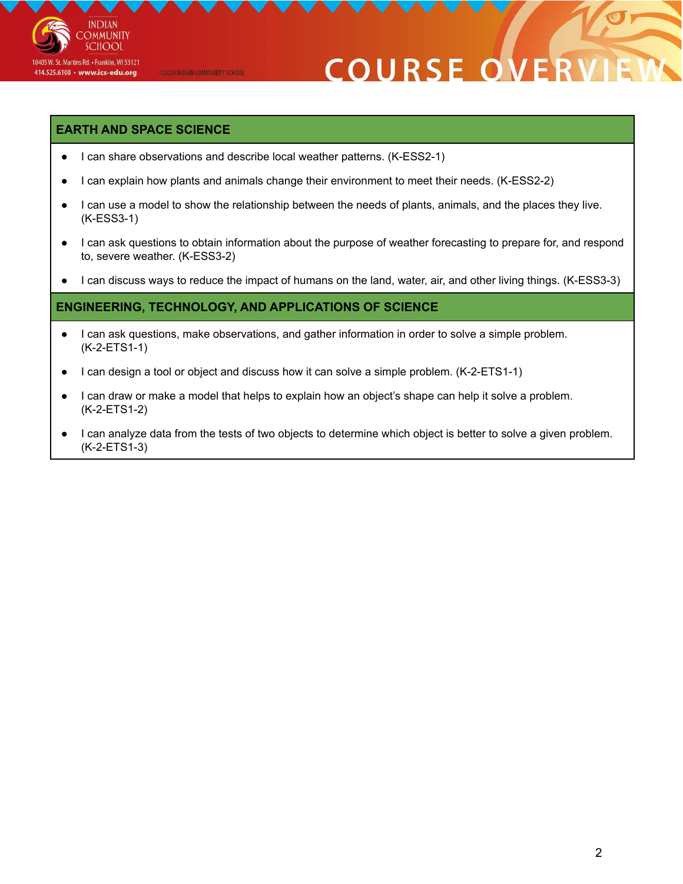## EARTH AND SPACE SCIENCE

- I can share observations and describe local weather patterns. (K-ESS2-1)
- I can explain how plants and animals change their environment to meet their needs. (K-ESS2-2)
- I can use a model to show the relationship between the needs of plants, animals, and the places they live. (K-ESS3-1)
- I can ask questions to obtain information about the purpose of weather forecasting to prepare for, and respond to, severe weather. (K-ESS3-2)
- I can discuss ways to reduce the impact of humans on the land, water, air, and other living things. (K-ESS3-3)

## ENGINEERING, TECHNOLOGY, AND APPLICATIONS OF SCIENCE

- I can ask questions, make observations, and gather information in order to solve a simple problem. (K-2-ETS1-1)
- I can design a tool or object and discuss how it can solve a simple problem. (K-2-ETS1-1)
- I can draw or make a model that helps to explain how an object's shape can help it solve a problem. (K-2-ETS1-2)
- I can analyze data from the tests of two objects to determine which object is better to solve a given problem. (K-2-ETS1-3)